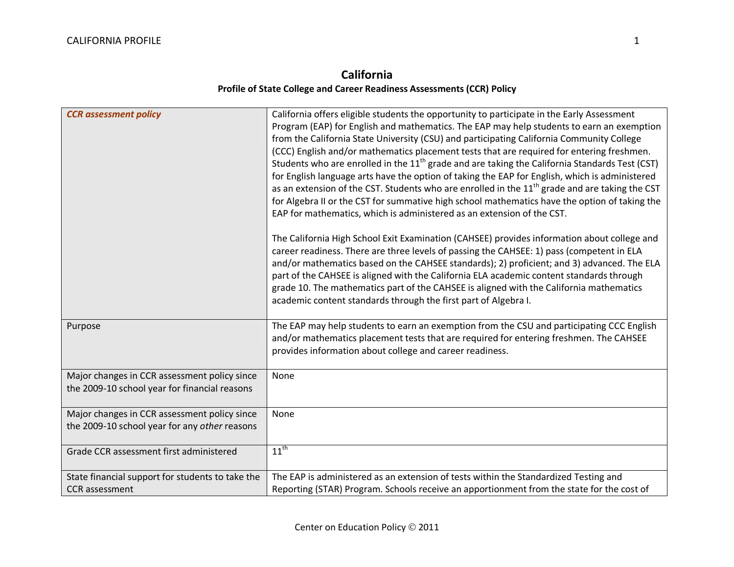# California

### Profile of State College and Career Readiness Assessments (CCR) Policy

| | |
|---|---|
| ***CCR assessment policy*** | California offers eligible students the opportunity to participate in the Early Assessment Program (EAP) for English and mathematics. The EAP may help students to earn an exemption from the California State University (CSU) and participating California Community College (CCC) English and/or mathematics placement tests that are required for entering freshmen. Students who are enrolled in the 11th grade and are taking the California Standards Test (CST) for English language arts have the option of taking the EAP for English, which is administered as an extension of the CST. Students who are enrolled in the 11th grade and are taking the CST for Algebra II or the CST for summative high school mathematics have the option of taking the EAP for mathematics, which is administered as an extension of the CST.<br><br>The California High School Exit Examination (CAHSEE) provides information about college and career readiness. There are three levels of passing the CAHSEE: 1) pass (competent in ELA and/or mathematics based on the CAHSEE standards); 2) proficient; and 3) advanced. The ELA part of the CAHSEE is aligned with the California ELA academic content standards through grade 10. The mathematics part of the CAHSEE is aligned with the California mathematics academic content standards through the first part of Algebra I. |
| Purpose | The EAP may help students to earn an exemption from the CSU and participating CCC English and/or mathematics placement tests that are required for entering freshmen. The CAHSEE provides information about college and career readiness. |
| Major changes in CCR assessment policy since the 2009-10 school year for financial reasons | None |
| Major changes in CCR assessment policy since the 2009-10 school year for any *other* reasons | None |
| Grade CCR assessment first administered | 11th |
| State financial support for students to take the CCR assessment | The EAP is administered as an extension of tests within the Standardized Testing and Reporting (STAR) Program. Schools receive an apportionment from the state for the cost of |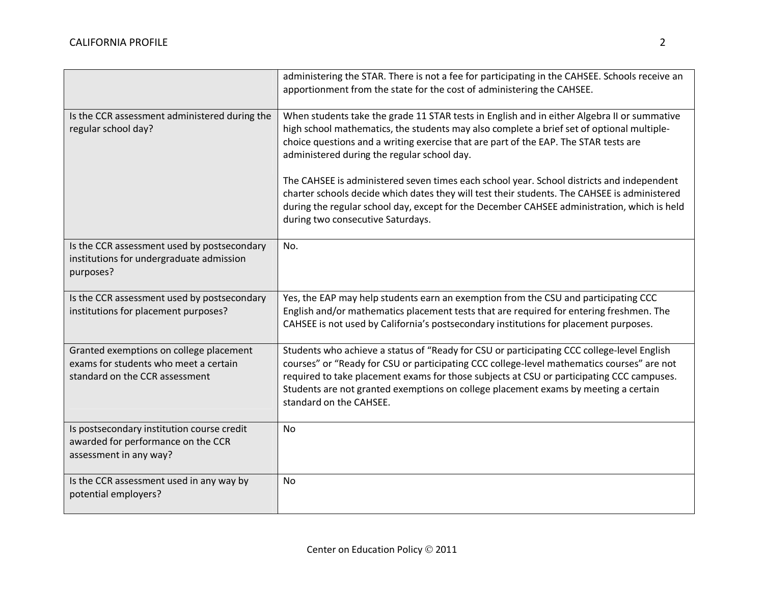| | |
|---|---|
| | administering the STAR. There is not a fee for participating in the CAHSEE. Schools receive an apportionment from the state for the cost of administering the CAHSEE. |
| Is the CCR assessment administered during the regular school day? | When students take the grade 11 STAR tests in English and in either Algebra II or summative high school mathematics, the students may also complete a brief set of optional multiple-choice questions and a writing exercise that are part of the EAP. The STAR tests are administered during the regular school day.<br><br>The CAHSEE is administered seven times each school year. School districts and independent charter schools decide which dates they will test their students. The CAHSEE is administered during the regular school day, except for the December CAHSEE administration, which is held during two consecutive Saturdays. |
| Is the CCR assessment used by postsecondary institutions for undergraduate admission purposes? | No. |
| Is the CCR assessment used by postsecondary institutions for placement purposes? | Yes, the EAP may help students earn an exemption from the CSU and participating CCC English and/or mathematics placement tests that are required for entering freshmen. The CAHSEE is not used by California's postsecondary institutions for placement purposes. |
| Granted exemptions on college placement exams for students who meet a certain standard on the CCR assessment | Students who achieve a status of "Ready for CSU or participating CCC college-level English courses" or "Ready for CSU or participating CCC college-level mathematics courses" are not required to take placement exams for those subjects at CSU or participating CCC campuses. Students are not granted exemptions on college placement exams by meeting a certain standard on the CAHSEE. |
| Is postsecondary institution course credit awarded for performance on the CCR assessment in any way? | No |
| Is the CCR assessment used in any way by potential employers? | No |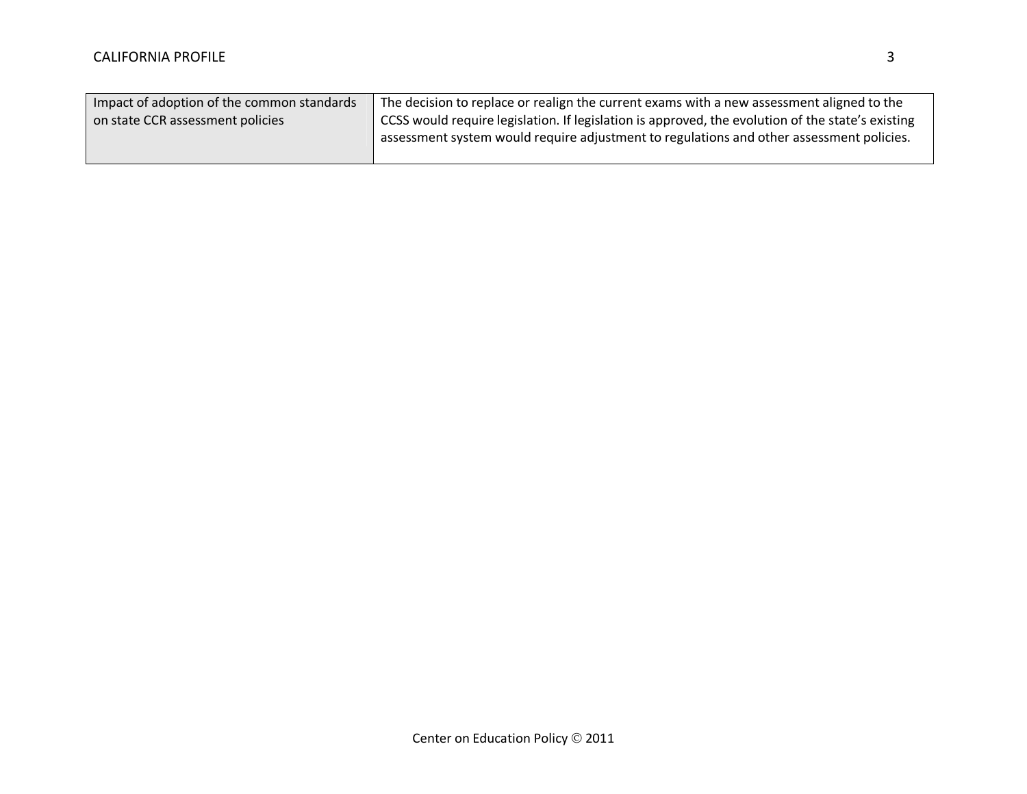| | |
|---|---|
| Impact of adoption of the common standards on state CCR assessment policies | The decision to replace or realign the current exams with a new assessment aligned to the CCSS would require legislation. If legislation is approved, the evolution of the state's existing assessment system would require adjustment to regulations and other assessment policies. |